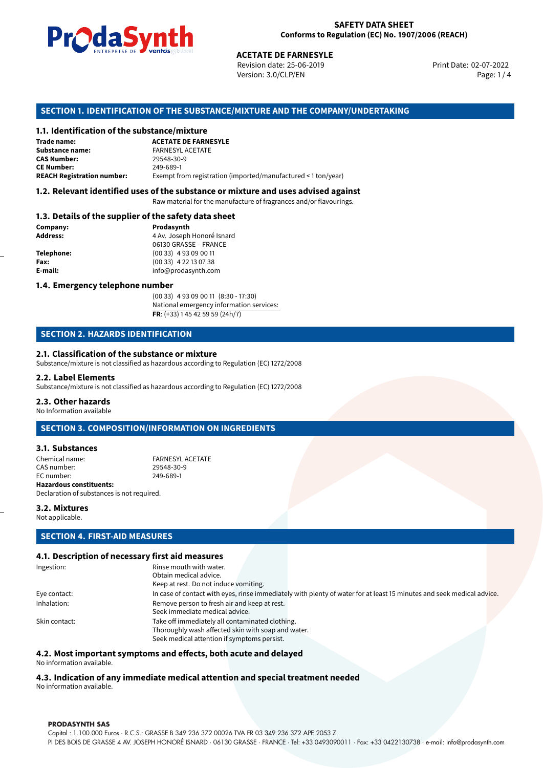**SAFETY DATA SHEET**
**Conforms to Regulation (EC) No. 1907/2006 (REACH)**

**ACETATE DE FARNESYLE**
Revision date: 25-06-2019
Version: 3.0/CLP/EN

Print Date: 02-07-2022

## SECTION 1. IDENTIFICATION OF THE SUBSTANCE/MIXTURE AND THE COMPANY/UNDERTAKING

### 1.1. Identification of the substance/mixture

| | |
|---|---|
| **Trade name:** | **ACETATE DE FARNESYLE** |
| **Substance name:** | FARNESYL ACETATE |
| **CAS Number:** | 29548-30-9 |
| **CE Number:** | 249-689-1 |
| **REACH Registration number:** | Exempt from registration (imported/manufactured < 1 ton/year) |

### 1.2. Relevant identified uses of the substance or mixture and uses advised against

Raw material for the manufacture of fragrances and/or flavourings.

### 1.3. Details of the supplier of the safety data sheet

| | |
|---|---|
| **Company:** | **Prodasynth** |
| **Address:** | 4 Av. Joseph Honoré Isnard<br>06130 GRASSE – FRANCE |
| **Telephone:** | (00 33) 4 93 09 00 11 |
| **Fax:** | (00 33) 4 22 13 07 38 |
| **E-mail:** | info@prodasynth.com |

### 1.4. Emergency telephone number

(00 33) 4 93 09 00 11 (8:30 - 17:30)
National emergency information services:
**FR**: (+33) 1 45 42 59 59 (24h/7)

## SECTION 2. HAZARDS IDENTIFICATION

### 2.1. Classification of the substance or mixture

Substance/mixture is not classified as hazardous according to Regulation (EC) 1272/2008

### 2.2. Label Elements

Substance/mixture is not classified as hazardous according to Regulation (EC) 1272/2008

### 2.3. Other hazards

No Information available

## SECTION 3. COMPOSITION/INFORMATION ON INGREDIENTS

### 3.1. Substances

| | |
|---|---|
| Chemical name: | FARNESYL ACETATE |
| CAS number: | 29548-30-9 |
| EC number: | 249-689-1 |

**Hazardous constituents:**
Declaration of substances is not required.

### 3.2. Mixtures

Not applicable.

## SECTION 4. FIRST-AID MEASURES

### 4.1. Description of necessary first aid measures

| | |
|---|---|
| Ingestion: | Rinse mouth with water.<br>Obtain medical advice.<br>Keep at rest. Do not induce vomiting. |
| Eye contact: | In case of contact with eyes, rinse immediately with plenty of water for at least 15 minutes and seek medical advice. |
| Inhalation: | Remove person to fresh air and keep at rest.<br>Seek immediate medical advice. |
| Skin contact: | Take off immediately all contaminated clothing.<br>Thoroughly wash affected skin with soap and water.<br>Seek medical attention if symptoms persist. |

### 4.2. Most important symptoms and effects, both acute and delayed

No information available.

### 4.3. Indication of any immediate medical attention and special treatment needed

No information available.

**PRODASYNTH SAS**
Capital : 1.100.000 Euros · R.C.S.: GRASSE B 349 236 372 00026 TVA FR 03 349 236 372 APE 2053 Z
PI DES BOIS DE GRASSE 4 AV. JOSEPH HONORÉ ISNARD · 06130 GRASSE · FRANCE · Tel: +33 0493090011 · Fax: +33 0422130738 · e-mail: info@prodasynth.com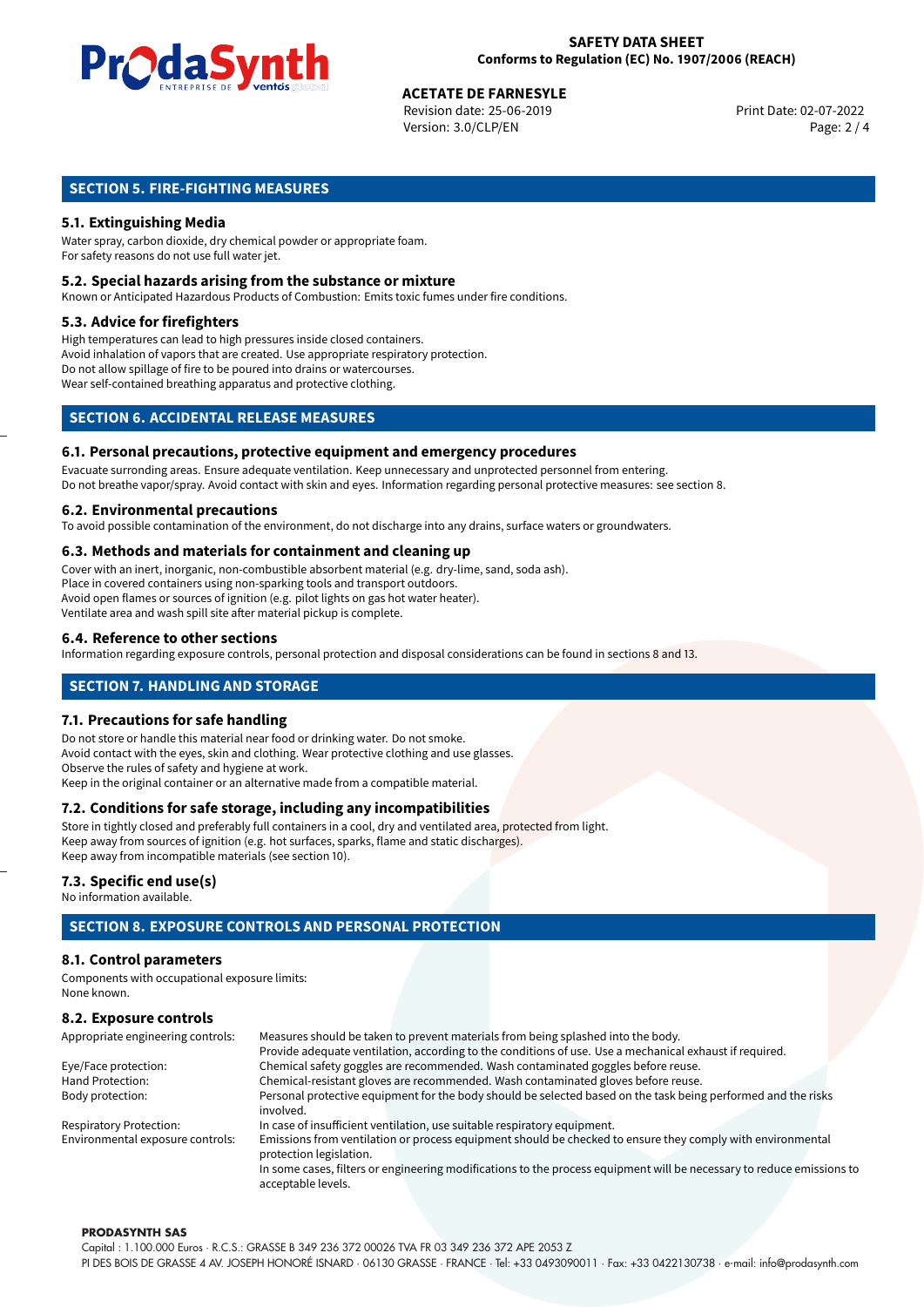## SECTION 5. FIRE-FIGHTING MEASURES

### 5.1. Extinguishing Media

Water spray, carbon dioxide, dry chemical powder or appropriate foam.
For safety reasons do not use full water jet.

### 5.2. Special hazards arising from the substance or mixture

Known or Anticipated Hazardous Products of Combustion: Emits toxic fumes under fire conditions.

### 5.3. Advice for firefighters

High temperatures can lead to high pressures inside closed containers.
Avoid inhalation of vapors that are created. Use appropriate respiratory protection.
Do not allow spillage of fire to be poured into drains or watercourses.
Wear self-contained breathing apparatus and protective clothing.

## SECTION 6. ACCIDENTAL RELEASE MEASURES

### 6.1. Personal precautions, protective equipment and emergency procedures

Evacuate surrounding areas. Ensure adequate ventilation. Keep unnecessary and unprotected personnel from entering.
Do not breathe vapor/spray. Avoid contact with skin and eyes. Information regarding personal protective measures: see section 8.

### 6.2. Environmental precautions

To avoid possible contamination of the environment, do not discharge into any drains, surface waters or groundwaters.

### 6.3. Methods and materials for containment and cleaning up

Cover with an inert, inorganic, non-combustible absorbent material (e.g. dry-lime, sand, soda ash).
Place in covered containers using non-sparking tools and transport outdoors.
Avoid open flames or sources of ignition (e.g. pilot lights on gas hot water heater).
Ventilate area and wash spill site after material pickup is complete.

### 6.4. Reference to other sections

Information regarding exposure controls, personal protection and disposal considerations can be found in sections 8 and 13.

## SECTION 7. HANDLING AND STORAGE

### 7.1. Precautions for safe handling

Do not store or handle this material near food or drinking water. Do not smoke.
Avoid contact with the eyes, skin and clothing. Wear protective clothing and use glasses.
Observe the rules of safety and hygiene at work.
Keep in the original container or an alternative made from a compatible material.

### 7.2. Conditions for safe storage, including any incompatibilities

Store in tightly closed and preferably full containers in a cool, dry and ventilated area, protected from light.
Keep away from sources of ignition (e.g. hot surfaces, sparks, flame and static discharges).
Keep away from incompatible materials (see section 10).

### 7.3. Specific end use(s)

No information available.

## SECTION 8. EXPOSURE CONTROLS AND PERSONAL PROTECTION

### 8.1. Control parameters

Components with occupational exposure limits:
None known.

### 8.2. Exposure controls

| | |
|---|---|
| Appropriate engineering controls: | Measures should be taken to prevent materials from being splashed into the body. Provide adequate ventilation, according to the conditions of use. Use a mechanical exhaust if required. |
| Eye/Face protection: | Chemical safety goggles are recommended. Wash contaminated goggles before reuse. |
| Hand Protection: | Chemical-resistant gloves are recommended. Wash contaminated gloves before reuse. |
| Body protection: | Personal protective equipment for the body should be selected based on the task being performed and the risks involved. |
| Respiratory Protection: | In case of insufficient ventilation, use suitable respiratory equipment. |
| Environmental exposure controls: | Emissions from ventilation or process equipment should be checked to ensure they comply with environmental protection legislation. In some cases, filters or engineering modifications to the process equipment will be necessary to reduce emissions to acceptable levels. |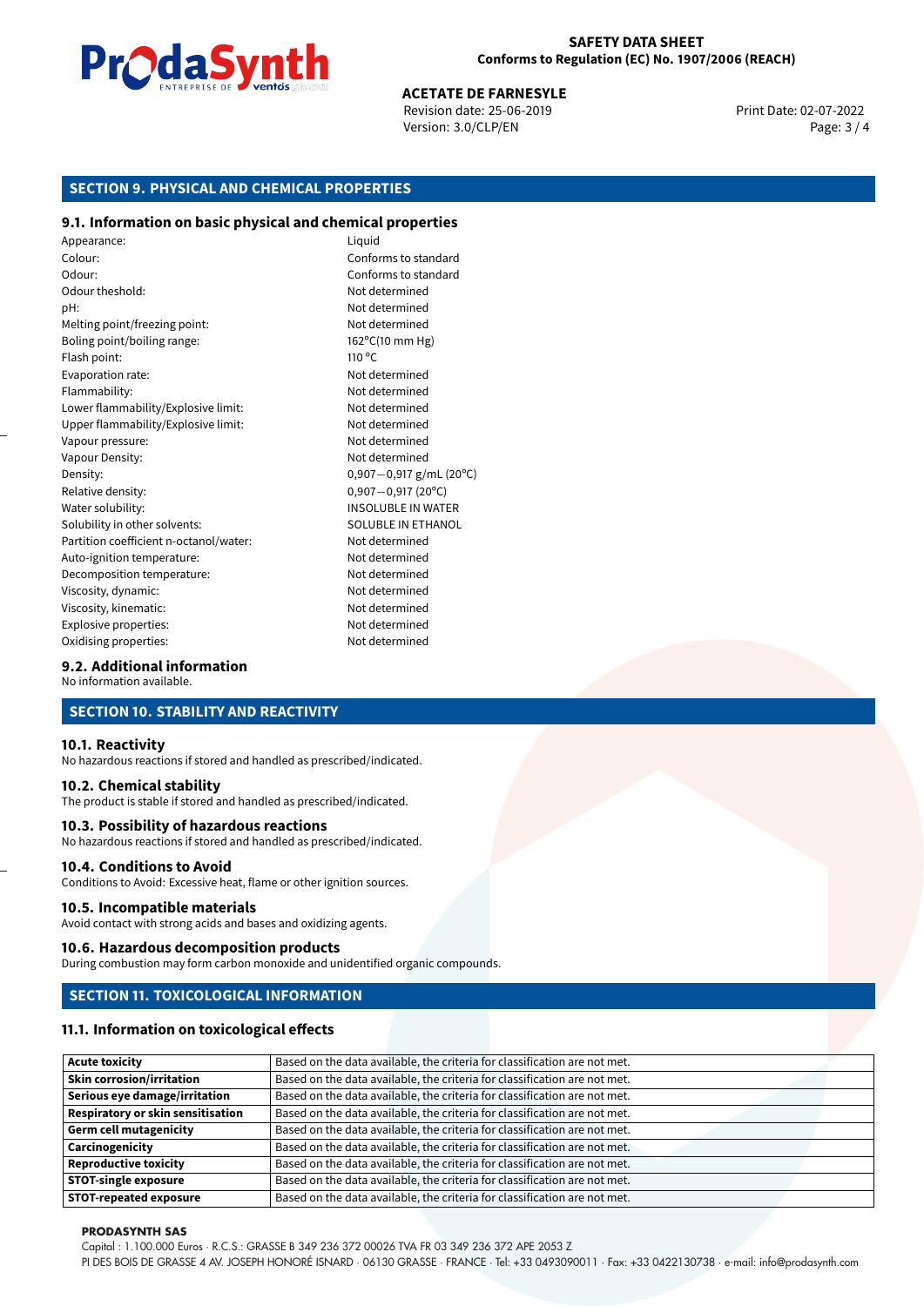## SECTION 9. PHYSICAL AND CHEMICAL PROPERTIES

### 9.1. Information on basic physical and chemical properties

| | |
|---|---|
| Appearance: | Liquid |
| Colour: | Conforms to standard |
| Odour: | Conforms to standard |
| Odour theshold: | Not determined |
| pH: | Not determined |
| Melting point/freezing point: | Not determined |
| Boling point/boiling range: | 162ºC(10 mm Hg) |
| Flash point: | 110 ºC |
| Evaporation rate: | Not determined |
| Flammability: | Not determined |
| Lower flammability/Explosive limit: | Not determined |
| Upper flammability/Explosive limit: | Not determined |
| Vapour pressure: | Not determined |
| Vapour Density: | Not determined |
| Density: | 0,907−0,917 g/mL (20ºC) |
| Relative density: | 0,907−0,917 (20ºC) |
| Water solubility: | INSOLUBLE IN WATER |
| Solubility in other solvents: | SOLUBLE IN ETHANOL |
| Partition coefficient n-octanol/water: | Not determined |
| Auto-ignition temperature: | Not determined |
| Decomposition temperature: | Not determined |
| Viscosity, dynamic: | Not determined |
| Viscosity, kinematic: | Not determined |
| Explosive properties: | Not determined |
| Oxidising properties: | Not determined |

### 9.2. Additional information

No information available.

## SECTION 10. STABILITY AND REACTIVITY

### 10.1. Reactivity

No hazardous reactions if stored and handled as prescribed/indicated.

### 10.2. Chemical stability

The product is stable if stored and handled as prescribed/indicated.

### 10.3. Possibility of hazardous reactions

No hazardous reactions if stored and handled as prescribed/indicated.

### 10.4. Conditions to Avoid

Conditions to Avoid: Excessive heat, flame or other ignition sources.

### 10.5. Incompatible materials

Avoid contact with strong acids and bases and oxidizing agents.

### 10.6. Hazardous decomposition products

During combustion may form carbon monoxide and unidentified organic compounds.

## SECTION 11. TOXICOLOGICAL INFORMATION

### 11.1. Information on toxicological effects

| | |
|---|---|
| **Acute toxicity** | Based on the data available, the criteria for classification are not met. |
| **Skin corrosion/irritation** | Based on the data available, the criteria for classification are not met. |
| **Serious eye damage/irritation** | Based on the data available, the criteria for classification are not met. |
| **Respiratory or skin sensitisation** | Based on the data available, the criteria for classification are not met. |
| **Germ cell mutagenicity** | Based on the data available, the criteria for classification are not met. |
| **Carcinogenicity** | Based on the data available, the criteria for classification are not met. |
| **Reproductive toxicity** | Based on the data available, the criteria for classification are not met. |
| **STOT-single exposure** | Based on the data available, the criteria for classification are not met. |
| **STOT-repeated exposure** | Based on the data available, the criteria for classification are not met. |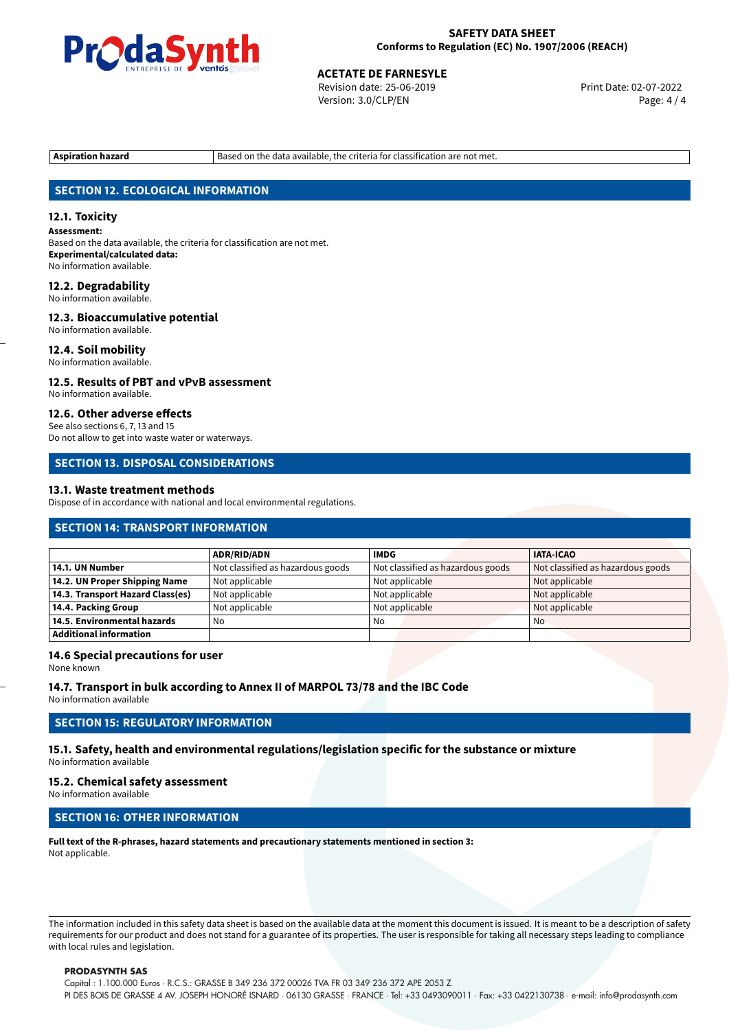| | |
|---|---|
| **Aspiration hazard** | Based on the data available, the criteria for classification are not met. |

## SECTION 12. ECOLOGICAL INFORMATION

### 12.1. Toxicity

**Assessment:**
Based on the data available, the criteria for classification are not met.
**Experimental/calculated data:**
No information available.

### 12.2. Degradability

No information available.

### 12.3. Bioaccumulative potential

No information available.

### 12.4. Soil mobility

No information available.

### 12.5. Results of PBT and vPvB assessment

No information available.

### 12.6. Other adverse effects

See also sections 6, 7, 13 and 15
Do not allow to get into waste water or waterways.

## SECTION 13. DISPOSAL CONSIDERATIONS

### 13.1. Waste treatment methods

Dispose of in accordance with national and local environmental regulations.

## SECTION 14: TRANSPORT INFORMATION

| | ADR/RID/ADN | IMDG | IATA-ICAO |
|---|---|---|---|
| **14.1. UN Number** | Not classified as hazardous goods | Not classified as hazardous goods | Not classified as hazardous goods |
| **14.2. UN Proper Shipping Name** | Not applicable | Not applicable | Not applicable |
| **14.3. Transport Hazard Class(es)** | Not applicable | Not applicable | Not applicable |
| **14.4. Packing Group** | Not applicable | Not applicable | Not applicable |
| **14.5. Environmental hazards** | No | No | No |
| **Additional information** | | | |

### 14.6 Special precautions for user

None known

### 14.7. Transport in bulk according to Annex II of MARPOL 73/78 and the IBC Code

No information available

## SECTION 15: REGULATORY INFORMATION

### 15.1. Safety, health and environmental regulations/legislation specific for the substance or mixture

No information available

### 15.2. Chemical safety assessment

No information available

## SECTION 16: OTHER INFORMATION

**Full text of the R-phrases, hazard statements and precautionary statements mentioned in section 3:**
Not applicable.

The information included in this safety data sheet is based on the available data at the moment this document is issued. It is meant to be a description of safety requirements for our product and does not stand for a guarantee of its properties. The user is responsible for taking all necessary steps leading to compliance with local rules and legislation.

**PRODASYNTH SAS**
Capital : 1.100.000 Euros · R.C.S.: GRASSE B 349 236 372 00026 TVA FR 03 349 236 372 APE 2053 Z
PI DES BOIS DE GRASSE 4 AV. JOSEPH HONORÉ ISNARD · 06130 GRASSE · FRANCE · Tel: +33 0493090011 · Fax: +33 0422130738 · e-mail: info@prodasynth.com